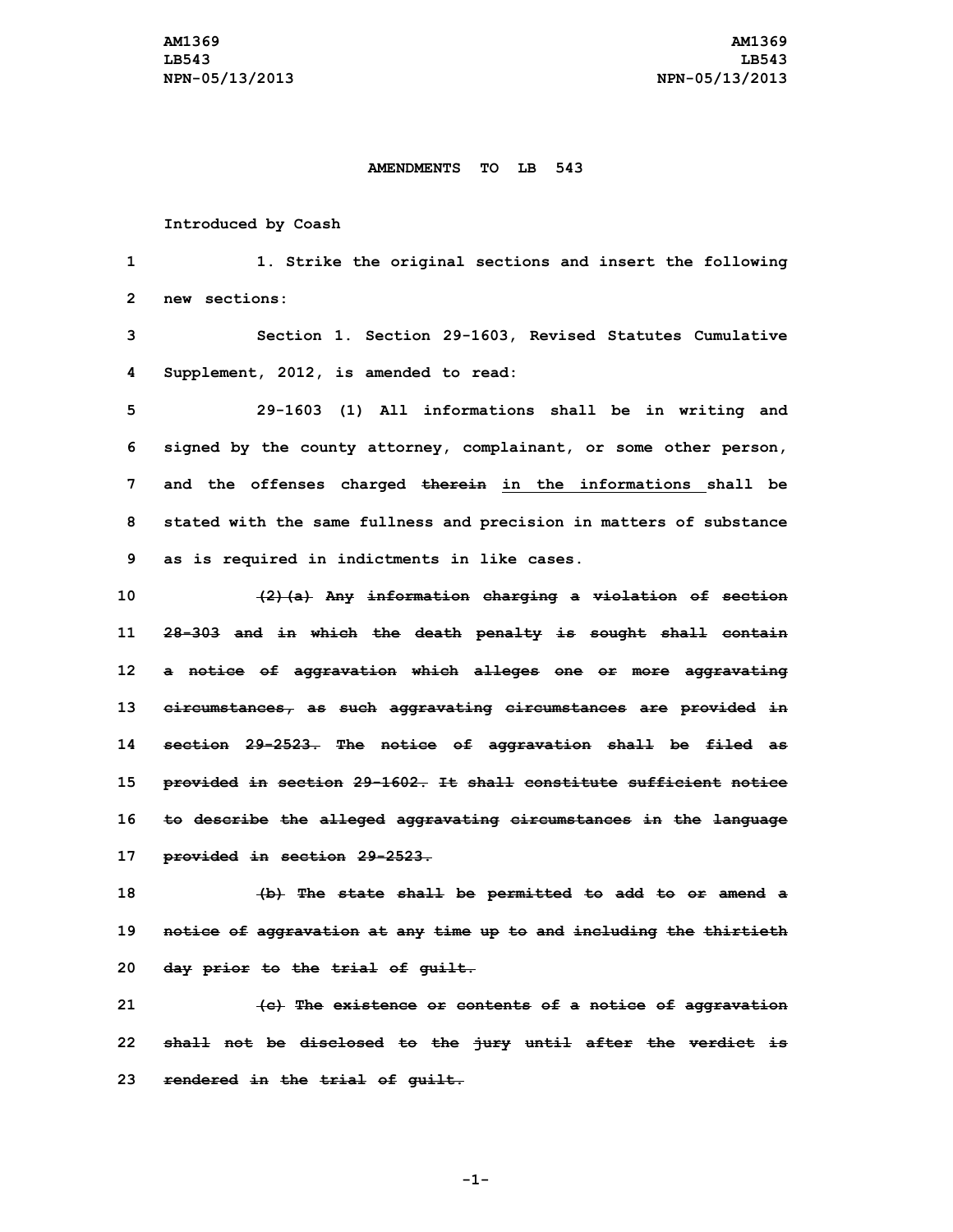AM1369
LB543
NPN-05/13/2013

**AMENDMENTS TO LB 543**

Introduced by Coash

1 1. Strike the original sections and insert the following
2 new sections:

3 Section 1. Section 29-1603, Revised Statutes Cumulative
4 Supplement, 2012, is amended to read:

5 29-1603 (1) All informations shall be in writing and
6 signed by the county attorney, complainant, or some other person,
7 and the offenses charged ~~therein~~ in the informations shall be
8 stated with the same fullness and precision in matters of substance
9 as is required in indictments in like cases.

10 ~~(2)(a) Any information charging a violation of section~~
11 ~~28-303 and in which the death penalty is sought shall contain~~
12 ~~a notice of aggravation which alleges one or more aggravating~~
13 ~~circumstances, as such aggravating circumstances are provided in~~
14 ~~section 29-2523. The notice of aggravation shall be filed as~~
15 ~~provided in section 29-1602. It shall constitute sufficient notice~~
16 ~~to describe the alleged aggravating circumstances in the language~~
17 ~~provided in section 29-2523.~~

18 ~~(b) The state shall be permitted to add to or amend a~~
19 ~~notice of aggravation at any time up to and including the thirtieth~~
20 ~~day prior to the trial of guilt.~~

21 ~~(c) The existence or contents of a notice of aggravation~~
22 ~~shall not be disclosed to the jury until after the verdict is~~
23 ~~rendered in the trial of guilt.~~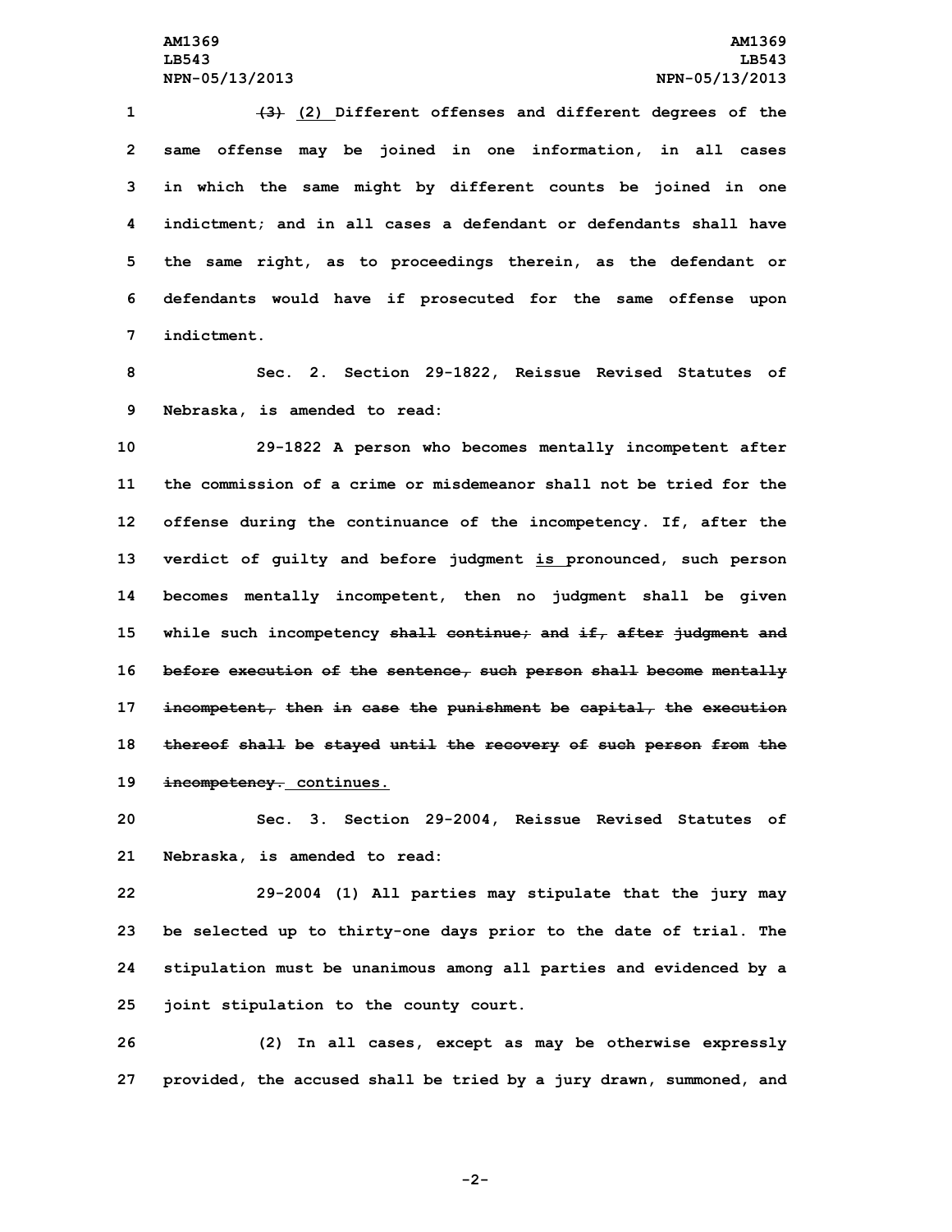~~(3)~~ (2) Different offenses and different degrees of the same offense may be joined in one information, in all cases in which the same might by different counts be joined in one indictment; and in all cases a defendant or defendants shall have the same right, as to proceedings therein, as the defendant or defendants would have if prosecuted for the same offense upon indictment.

Sec. 2. Section 29-1822, Reissue Revised Statutes of Nebraska, is amended to read:

29-1822 A person who becomes mentally incompetent after the commission of a crime or misdemeanor shall not be tried for the offense during the continuance of the incompetency. If, after the verdict of guilty and before judgment is pronounced, such person becomes mentally incompetent, then no judgment shall be given while such incompetency ~~shall continue; and if, after judgment and before execution of the sentence, such person shall become mentally incompetent, then in case the punishment be capital, the execution thereof shall be stayed until the recovery of such person from the incompetency.~~ continues.

Sec. 3. Section 29-2004, Reissue Revised Statutes of Nebraska, is amended to read:

29-2004 (1) All parties may stipulate that the jury may be selected up to thirty-one days prior to the date of trial. The stipulation must be unanimous among all parties and evidenced by a joint stipulation to the county court.

(2) In all cases, except as may be otherwise expressly provided, the accused shall be tried by a jury drawn, summoned, and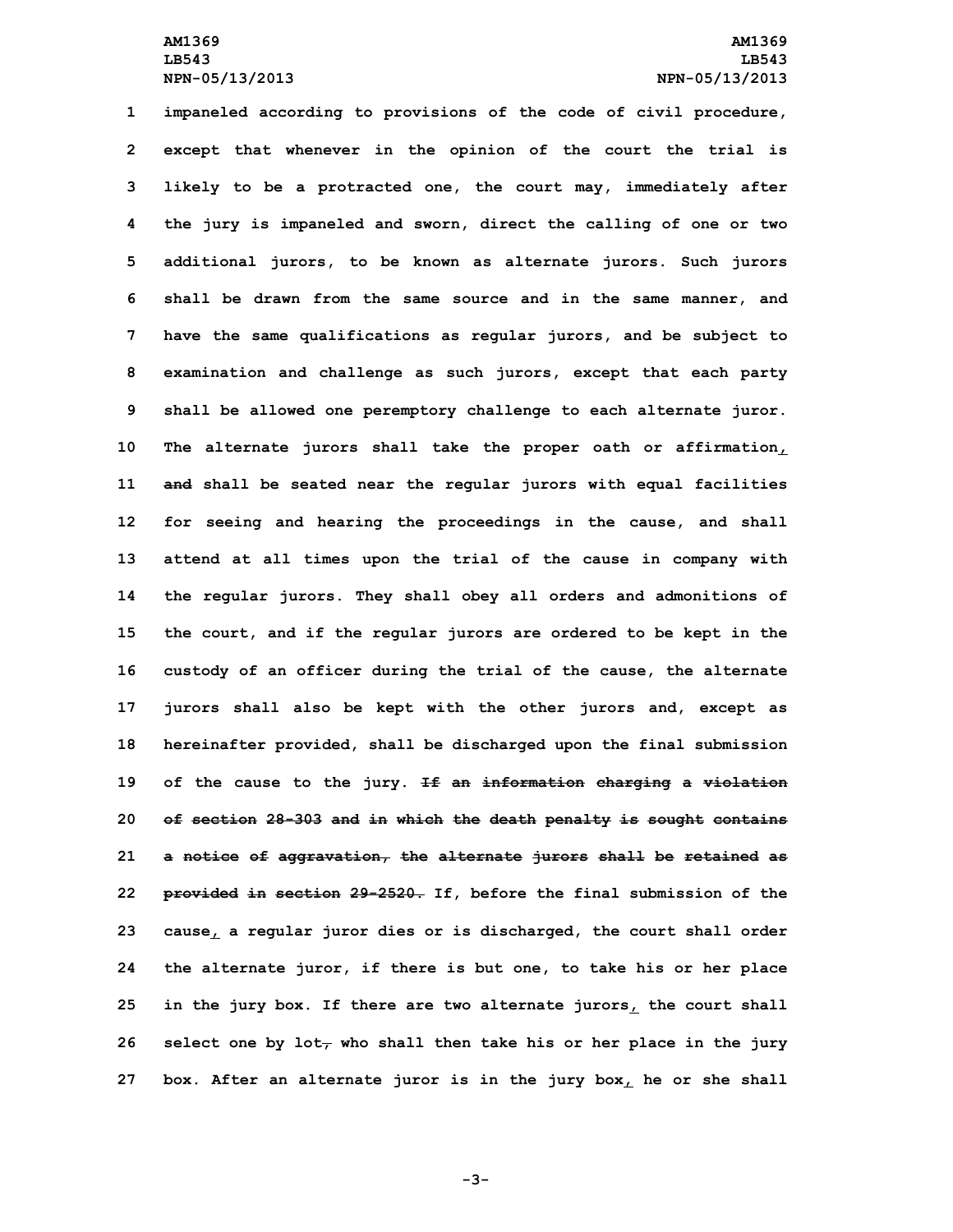impaneled according to provisions of the code of civil procedure, except that whenever in the opinion of the court the trial is likely to be a protracted one, the court may, immediately after the jury is impaneled and sworn, direct the calling of one or two additional jurors, to be known as alternate jurors. Such jurors shall be drawn from the same source and in the same manner, and have the same qualifications as regular jurors, and be subject to examination and challenge as such jurors, except that each party shall be allowed one peremptory challenge to each alternate juror. The alternate jurors shall take the proper oath or affirmation, ~~and~~ shall be seated near the regular jurors with equal facilities for seeing and hearing the proceedings in the cause, and shall attend at all times upon the trial of the cause in company with the regular jurors. They shall obey all orders and admonitions of the court, and if the regular jurors are ordered to be kept in the custody of an officer during the trial of the cause, the alternate jurors shall also be kept with the other jurors and, except as hereinafter provided, shall be discharged upon the final submission of the cause to the jury. ~~If an information charging a violation of section 28-303 and in which the death penalty is sought contains a notice of aggravation, the alternate jurors shall be retained as provided in section 29-2520.~~ If, before the final submission of the cause, a regular juror dies or is discharged, the court shall order the alternate juror, if there is but one, to take his or her place in the jury box. If there are two alternate jurors, the court shall select one by lot~~,~~ who shall then take his or her place in the jury box. After an alternate juror is in the jury box, he or she shall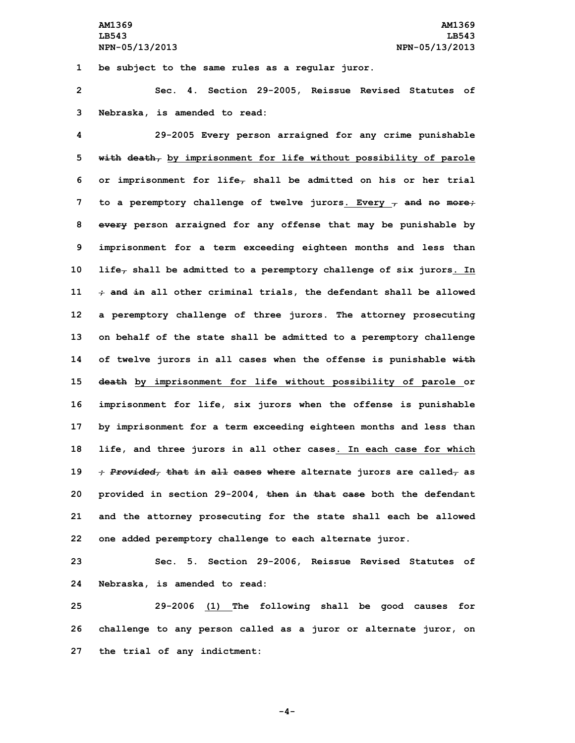be subject to the same rules as a regular juror.

Sec. 4. Section 29-2005, Reissue Revised Statutes of Nebraska, is amended to read:

29-2005 Every person arraigned for any crime punishable ~~with death,~~ by imprisonment for life without possibility of parole or imprisonment for life~~,~~ shall be admitted on his or her trial to a peremptory challenge of twelve jurors. Every ~~, and no more; every~~ person arraigned for any offense that may be punishable by imprisonment for a term exceeding eighteen months and less than life~~,~~ shall be admitted to a peremptory challenge of six jurors. In ~~; and in~~ all other criminal trials, the defendant shall be allowed a peremptory challenge of three jurors. The attorney prosecuting on behalf of the state shall be admitted to a peremptory challenge of twelve jurors in all cases when the offense is punishable ~~with death~~ by imprisonment for life without possibility of parole or imprisonment for life, six jurors when the offense is punishable by imprisonment for a term exceeding eighteen months and less than life, and three jurors in all other cases. In each case for which ~~; *Provided,* that in all cases where~~ alternate jurors are called~~,~~ as provided in section 29-2004, ~~then in that case~~ both the defendant and the attorney prosecuting for the state shall each be allowed one added peremptory challenge to each alternate juror.

Sec. 5. Section 29-2006, Reissue Revised Statutes of Nebraska, is amended to read:

29-2006 (1) The following shall be good causes for challenge to any person called as a juror or alternate juror, on the trial of any indictment: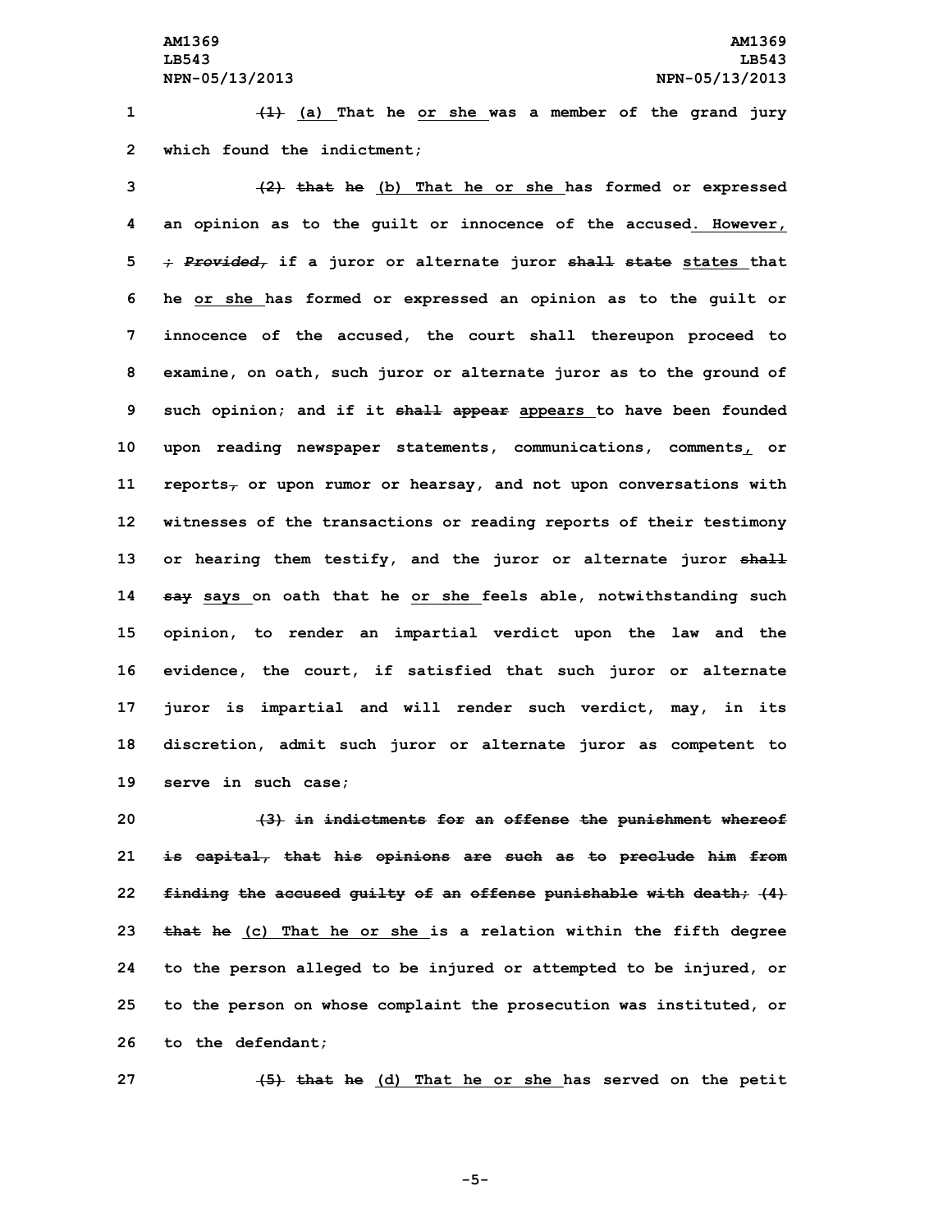~~(1)~~ <u>(a)</u> That he <u>or she</u> was a member of the grand jury which found the indictment;

~~(2) that he~~ <u>(b) That he or she</u> has formed or expressed an opinion as to the guilt or innocence of the accused<u>. However,</u> ~~; *Provided,*~~ if a juror or alternate juror ~~shall state~~ <u>states</u> that he <u>or she</u> has formed or expressed an opinion as to the guilt or innocence of the accused, the court shall thereupon proceed to examine, on oath, such juror or alternate juror as to the ground of such opinion; and if it ~~shall appear~~ <u>appears</u> to have been founded upon reading newspaper statements, communications, comments<u>,</u> or reports~~,~~ or upon rumor or hearsay, and not upon conversations with witnesses of the transactions or reading reports of their testimony or hearing them testify, and the juror or alternate juror ~~shall say~~ <u>says</u> on oath that he <u>or she</u> feels able, notwithstanding such opinion, to render an impartial verdict upon the law and the evidence, the court, if satisfied that such juror or alternate juror is impartial and will render such verdict, may, in its discretion, admit such juror or alternate juror as competent to serve in such case;

~~(3) in indictments for an offense the punishment whereof is capital, that his opinions are such as to preclude him from finding the accused guilty of an offense punishable with death; (4) that he~~ <u>(c) That he or she</u> is a relation within the fifth degree to the person alleged to be injured or attempted to be injured, or to the person on whose complaint the prosecution was instituted, or to the defendant;

~~(5) that he~~ <u>(d) That he or she</u> has served on the petit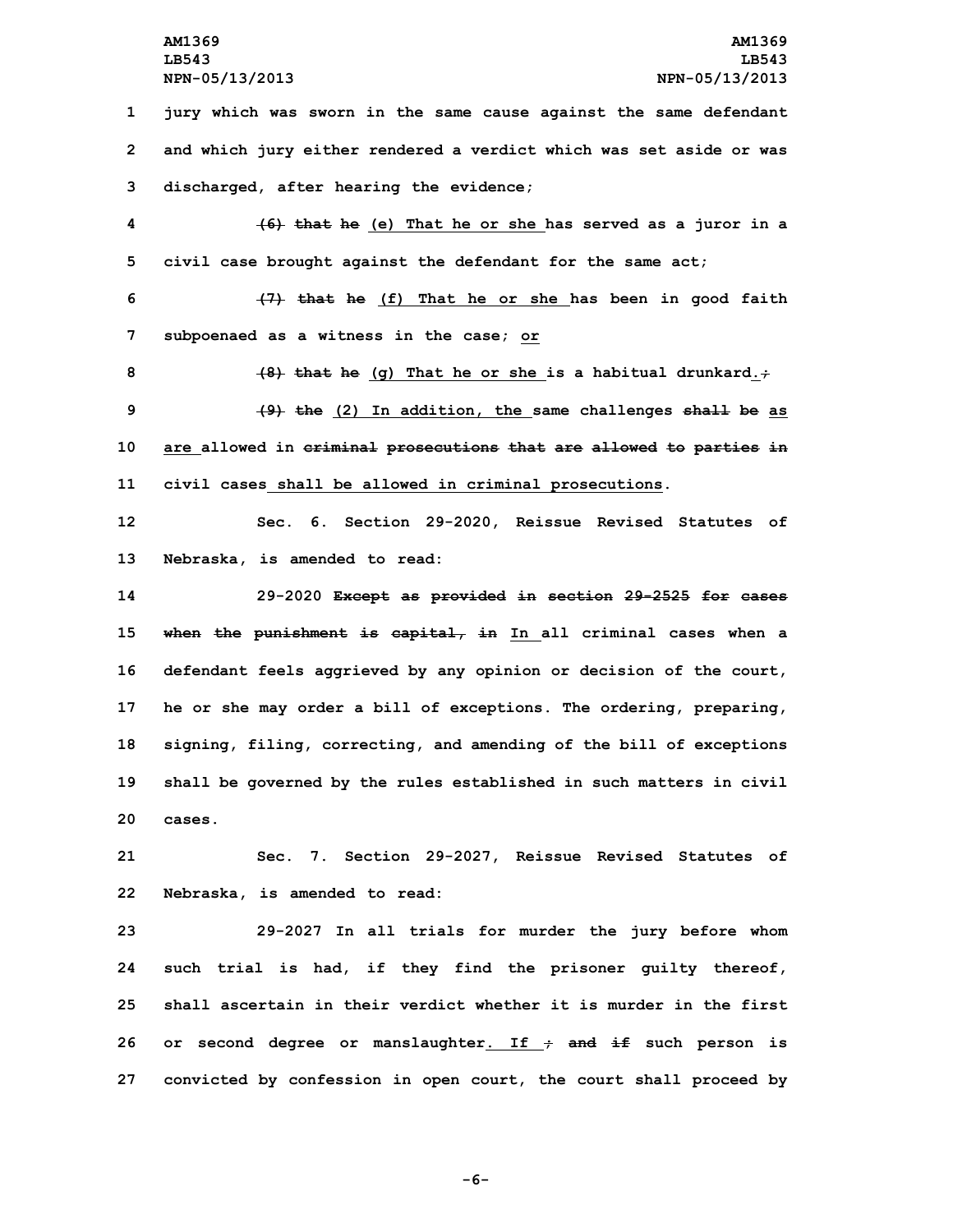jury which was sworn in the same cause against the same defendant and which jury either rendered a verdict which was set aside or was discharged, after hearing the evidence;

~~(6) that he~~ (e) That he or she has served as a juror in a civil case brought against the defendant for the same act;

~~(7) that he~~ (f) That he or she has been in good faith subpoenaed as a witness in the case; or

~~(8) that he~~ (g) That he or she is a habitual drunkard. ~~;~~

~~(9) the~~ (2) In addition, the same challenges ~~shall be~~ as are allowed in ~~criminal prosecutions that are allowed to parties in~~ civil cases shall be allowed in criminal prosecutions.

Sec. 6. Section 29-2020, Reissue Revised Statutes of Nebraska, is amended to read:

29-2020 ~~Except as provided in section 29-2525 for cases when the punishment is capital, in~~ In all criminal cases when a defendant feels aggrieved by any opinion or decision of the court, he or she may order a bill of exceptions. The ordering, preparing, signing, filing, correcting, and amending of the bill of exceptions shall be governed by the rules established in such matters in civil cases.

Sec. 7. Section 29-2027, Reissue Revised Statutes of Nebraska, is amended to read:

29-2027 In all trials for murder the jury before whom such trial is had, if they find the prisoner guilty thereof, shall ascertain in their verdict whether it is murder in the first or second degree or manslaughter. If ~~; and if~~ such person is convicted by confession in open court, the court shall proceed by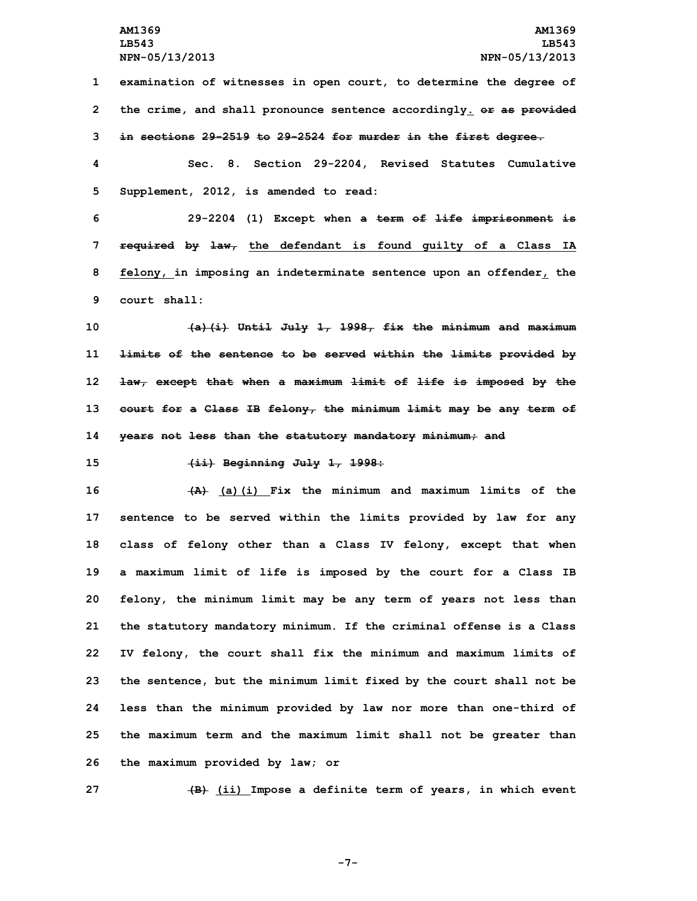1 examination of witnesses in open court, to determine the degree of
2 the crime, and shall pronounce sentence accordingly. ~~or as provided~~
3 ~~in sections 29-2519 to 29-2524 for murder in the first degree.~~

4 Sec. 8. Section 29-2204, Revised Statutes Cumulative
5 Supplement, 2012, is amended to read:

6 29-2204 (1) Except when a ~~term of life imprisonment is~~
7 ~~required~~ by ~~law,~~ the defendant is found guilty of a Class IA
8 felony, in imposing an indeterminate sentence upon an offender, the
9 court shall:

10 ~~(a)(i) Until July 1, 1998, fix the minimum and maximum~~
11 ~~limits of the sentence to be served within the limits provided by~~
12 ~~law, except that when a maximum limit of life is imposed by the~~
13 ~~court for a Class IB felony, the minimum limit may be any term of~~
14 ~~years not less than the statutory mandatory minimum; and~~

15 ~~(ii) Beginning July 1, 1998:~~

16 ~~(A)~~ (a)(i) Fix the minimum and maximum limits of the
17 sentence to be served within the limits provided by law for any
18 class of felony other than a Class IV felony, except that when
19 a maximum limit of life is imposed by the court for a Class IB
20 felony, the minimum limit may be any term of years not less than
21 the statutory mandatory minimum. If the criminal offense is a Class
22 IV felony, the court shall fix the minimum and maximum limits of
23 the sentence, but the minimum limit fixed by the court shall not be
24 less than the minimum provided by law nor more than one-third of
25 the maximum term and the maximum limit shall not be greater than
26 the maximum provided by law; or

27 ~~(B)~~ (ii) Impose a definite term of years, in which event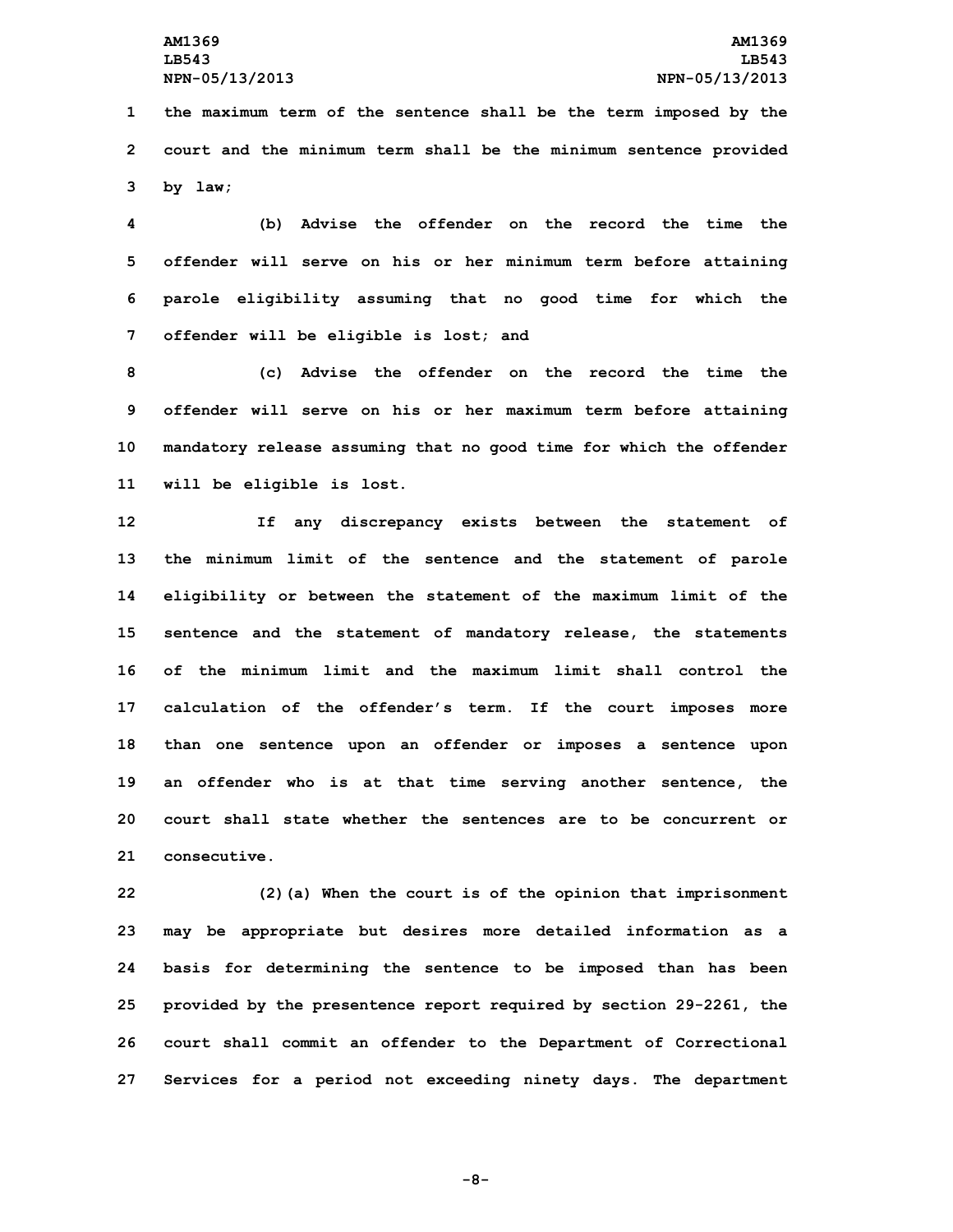the maximum term of the sentence shall be the term imposed by the court and the minimum term shall be the minimum sentence provided by law;

(b) Advise the offender on the record the time the offender will serve on his or her minimum term before attaining parole eligibility assuming that no good time for which the offender will be eligible is lost; and

(c) Advise the offender on the record the time the offender will serve on his or her maximum term before attaining mandatory release assuming that no good time for which the offender will be eligible is lost.

If any discrepancy exists between the statement of the minimum limit of the sentence and the statement of parole eligibility or between the statement of the maximum limit of the sentence and the statement of mandatory release, the statements of the minimum limit and the maximum limit shall control the calculation of the offender's term. If the court imposes more than one sentence upon an offender or imposes a sentence upon an offender who is at that time serving another sentence, the court shall state whether the sentences are to be concurrent or consecutive.

(2)(a) When the court is of the opinion that imprisonment may be appropriate but desires more detailed information as a basis for determining the sentence to be imposed than has been provided by the presentence report required by section 29-2261, the court shall commit an offender to the Department of Correctional Services for a period not exceeding ninety days. The department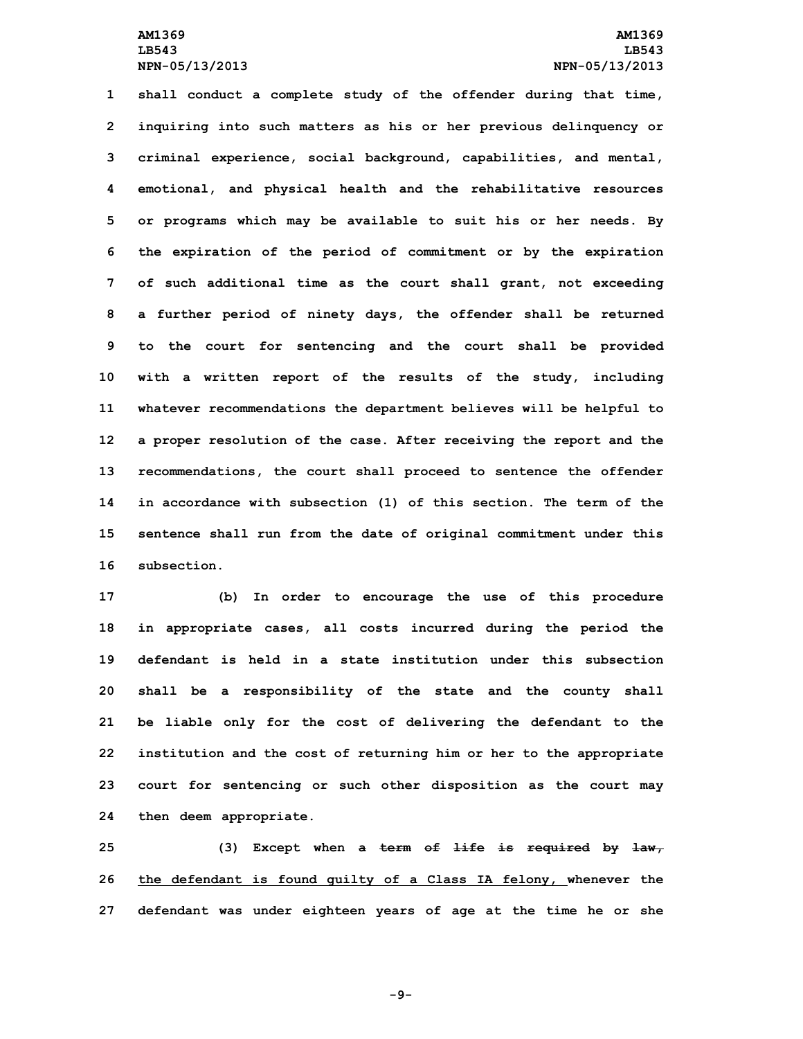shall conduct a complete study of the offender during that time, inquiring into such matters as his or her previous delinquency or criminal experience, social background, capabilities, and mental, emotional, and physical health and the rehabilitative resources or programs which may be available to suit his or her needs. By the expiration of the period of commitment or by the expiration of such additional time as the court shall grant, not exceeding a further period of ninety days, the offender shall be returned to the court for sentencing and the court shall be provided with a written report of the results of the study, including whatever recommendations the department believes will be helpful to a proper resolution of the case. After receiving the report and the recommendations, the court shall proceed to sentence the offender in accordance with subsection (1) of this section. The term of the sentence shall run from the date of original commitment under this subsection.

(b) In order to encourage the use of this procedure in appropriate cases, all costs incurred during the period the defendant is held in a state institution under this subsection shall be a responsibility of the state and the county shall be liable only for the cost of delivering the defendant to the institution and the cost of returning him or her to the appropriate court for sentencing or such other disposition as the court may then deem appropriate.

(3) Except when ~~a term of life is required by law,~~ the defendant is found guilty of a Class IA felony, whenever the defendant was under eighteen years of age at the time he or she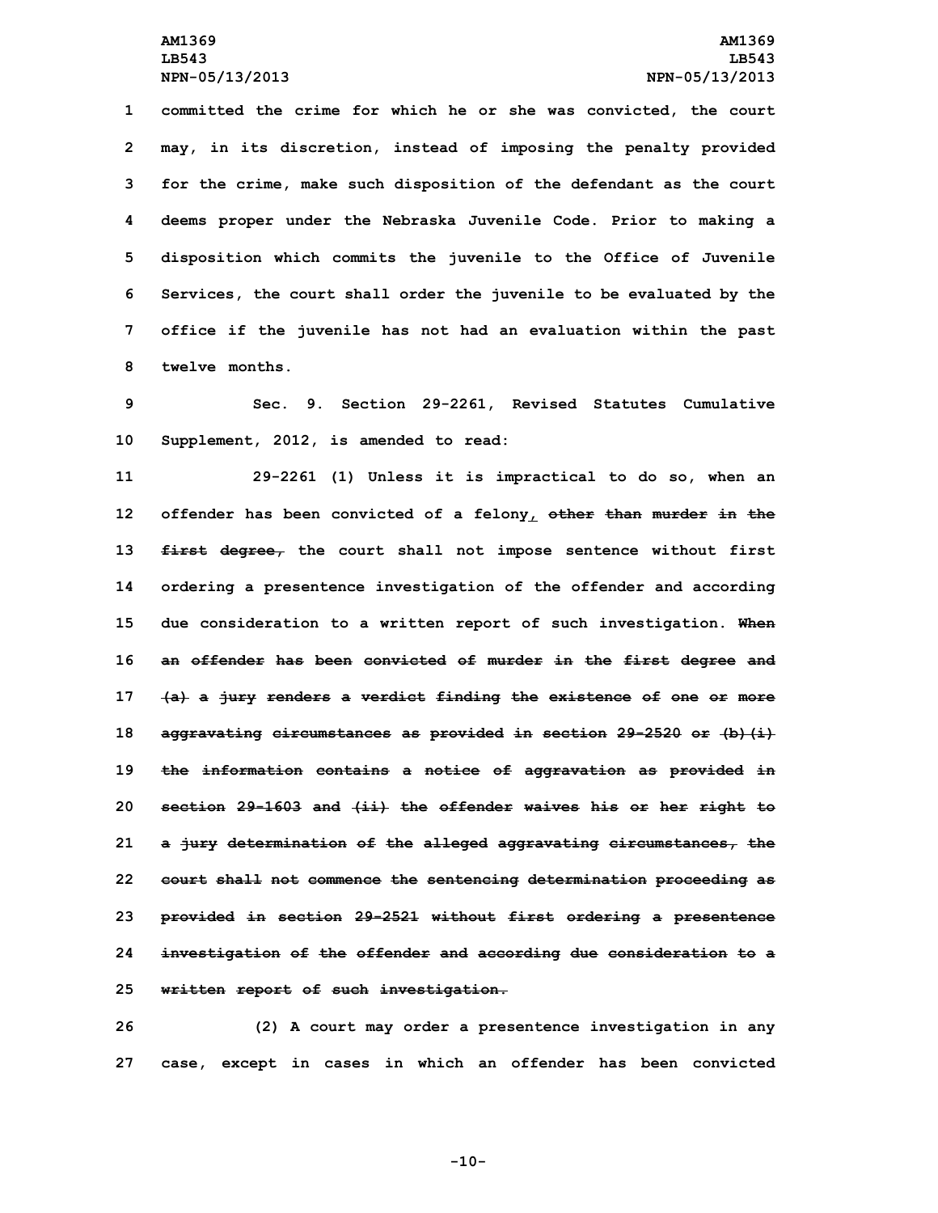committed the crime for which he or she was convicted, the court may, in its discretion, instead of imposing the penalty provided for the crime, make such disposition of the defendant as the court deems proper under the Nebraska Juvenile Code. Prior to making a disposition which commits the juvenile to the Office of Juvenile Services, the court shall order the juvenile to be evaluated by the office if the juvenile has not had an evaluation within the past twelve months.

Sec. 9. Section 29-2261, Revised Statutes Cumulative Supplement, 2012, is amended to read:

29-2261 (1) Unless it is impractical to do so, when an offender has been convicted of a felony, ~~other than murder in the first degree,~~ the court shall not impose sentence without first ordering a presentence investigation of the offender and according due consideration to a written report of such investigation. ~~When an offender has been convicted of murder in the first degree and (a) a jury renders a verdict finding the existence of one or more aggravating circumstances as provided in section 29-2520 or (b)(i) the information contains a notice of aggravation as provided in section 29-1603 and (ii) the offender waives his or her right to a jury determination of the alleged aggravating circumstances, the court shall not commence the sentencing determination proceeding as provided in section 29-2521 without first ordering a presentence investigation of the offender and according due consideration to a written report of such investigation.~~

(2) A court may order a presentence investigation in any case, except in cases in which an offender has been convicted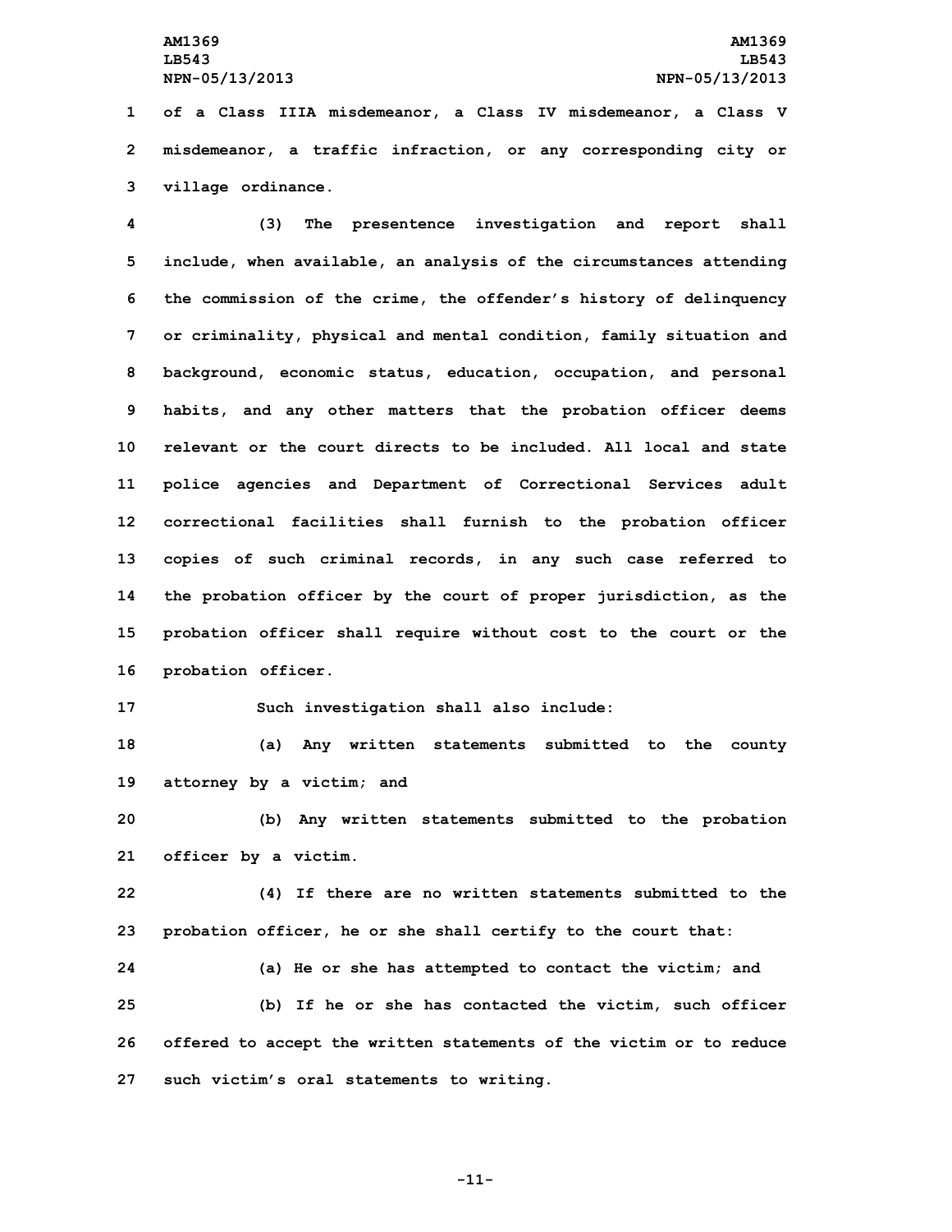of a Class IIIA misdemeanor, a Class IV misdemeanor, a Class V misdemeanor, a traffic infraction, or any corresponding city or village ordinance.

(3) The presentence investigation and report shall include, when available, an analysis of the circumstances attending the commission of the crime, the offender's history of delinquency or criminality, physical and mental condition, family situation and background, economic status, education, occupation, and personal habits, and any other matters that the probation officer deems relevant or the court directs to be included. All local and state police agencies and Department of Correctional Services adult correctional facilities shall furnish to the probation officer copies of such criminal records, in any such case referred to the probation officer by the court of proper jurisdiction, as the probation officer shall require without cost to the court or the probation officer.

Such investigation shall also include:

(a) Any written statements submitted to the county attorney by a victim; and

(b) Any written statements submitted to the probation officer by a victim.

(4) If there are no written statements submitted to the probation officer, he or she shall certify to the court that:

(a) He or she has attempted to contact the victim; and

(b) If he or she has contacted the victim, such officer offered to accept the written statements of the victim or to reduce such victim's oral statements to writing.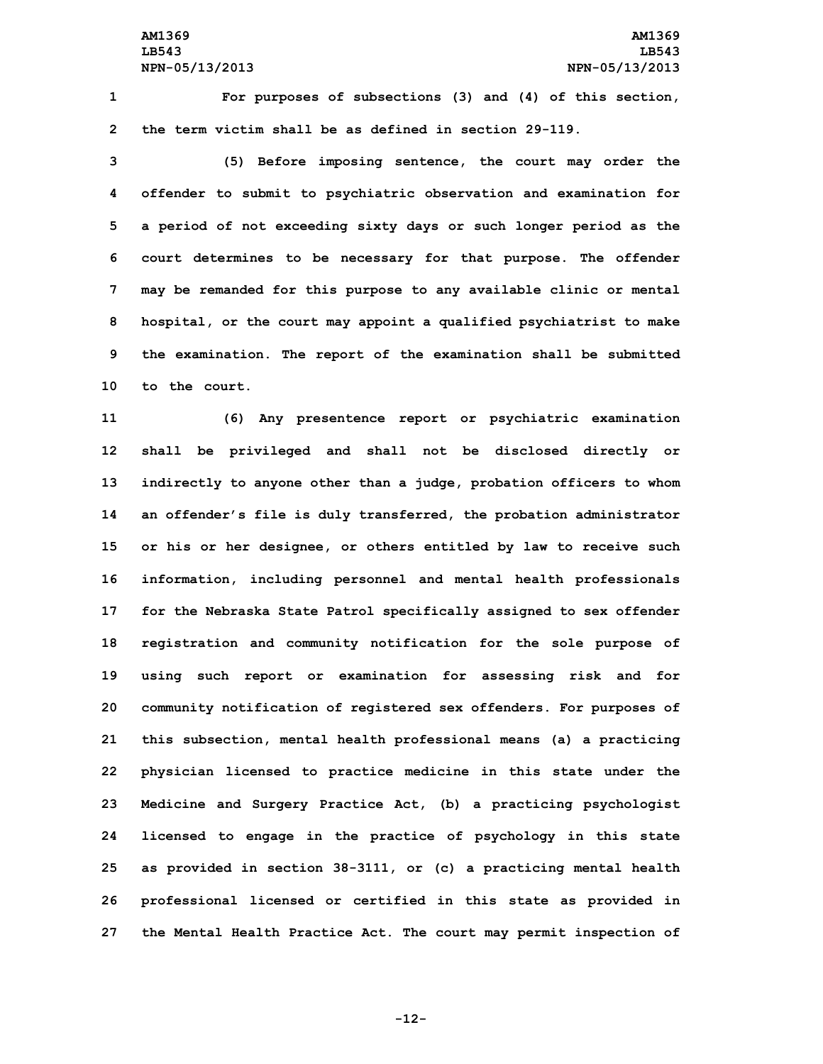For purposes of subsections (3) and (4) of this section, the term victim shall be as defined in section 29-119.

(5) Before imposing sentence, the court may order the offender to submit to psychiatric observation and examination for a period of not exceeding sixty days or such longer period as the court determines to be necessary for that purpose. The offender may be remanded for this purpose to any available clinic or mental hospital, or the court may appoint a qualified psychiatrist to make the examination. The report of the examination shall be submitted to the court.

(6) Any presentence report or psychiatric examination shall be privileged and shall not be disclosed directly or indirectly to anyone other than a judge, probation officers to whom an offender's file is duly transferred, the probation administrator or his or her designee, or others entitled by law to receive such information, including personnel and mental health professionals for the Nebraska State Patrol specifically assigned to sex offender registration and community notification for the sole purpose of using such report or examination for assessing risk and for community notification of registered sex offenders. For purposes of this subsection, mental health professional means (a) a practicing physician licensed to practice medicine in this state under the Medicine and Surgery Practice Act, (b) a practicing psychologist licensed to engage in the practice of psychology in this state as provided in section 38-3111, or (c) a practicing mental health professional licensed or certified in this state as provided in the Mental Health Practice Act. The court may permit inspection of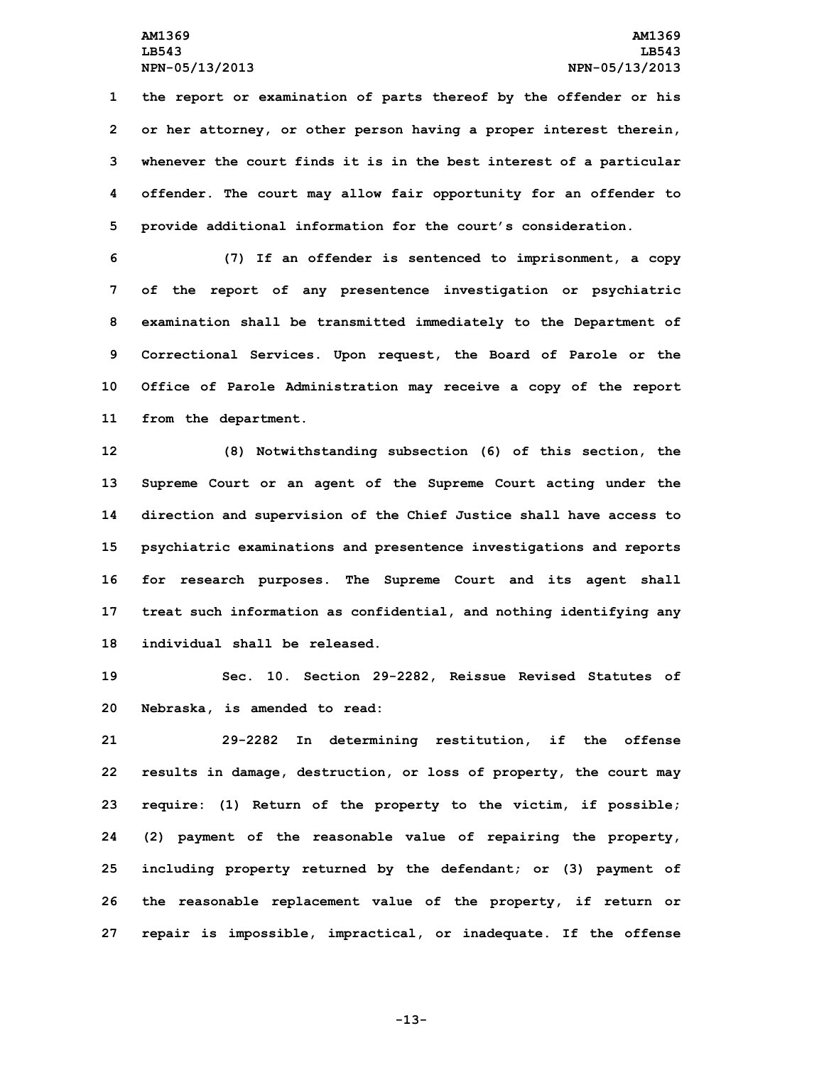the report or examination of parts thereof by the offender or his or her attorney, or other person having a proper interest therein, whenever the court finds it is in the best interest of a particular offender. The court may allow fair opportunity for an offender to provide additional information for the court's consideration.

(7) If an offender is sentenced to imprisonment, a copy of the report of any presentence investigation or psychiatric examination shall be transmitted immediately to the Department of Correctional Services. Upon request, the Board of Parole or the Office of Parole Administration may receive a copy of the report from the department.

(8) Notwithstanding subsection (6) of this section, the Supreme Court or an agent of the Supreme Court acting under the direction and supervision of the Chief Justice shall have access to psychiatric examinations and presentence investigations and reports for research purposes. The Supreme Court and its agent shall treat such information as confidential, and nothing identifying any individual shall be released.

Sec. 10. Section 29-2282, Reissue Revised Statutes of Nebraska, is amended to read:

29-2282 In determining restitution, if the offense results in damage, destruction, or loss of property, the court may require: (1) Return of the property to the victim, if possible; (2) payment of the reasonable value of repairing the property, including property returned by the defendant; or (3) payment of the reasonable replacement value of the property, if return or repair is impossible, impractical, or inadequate. If the offense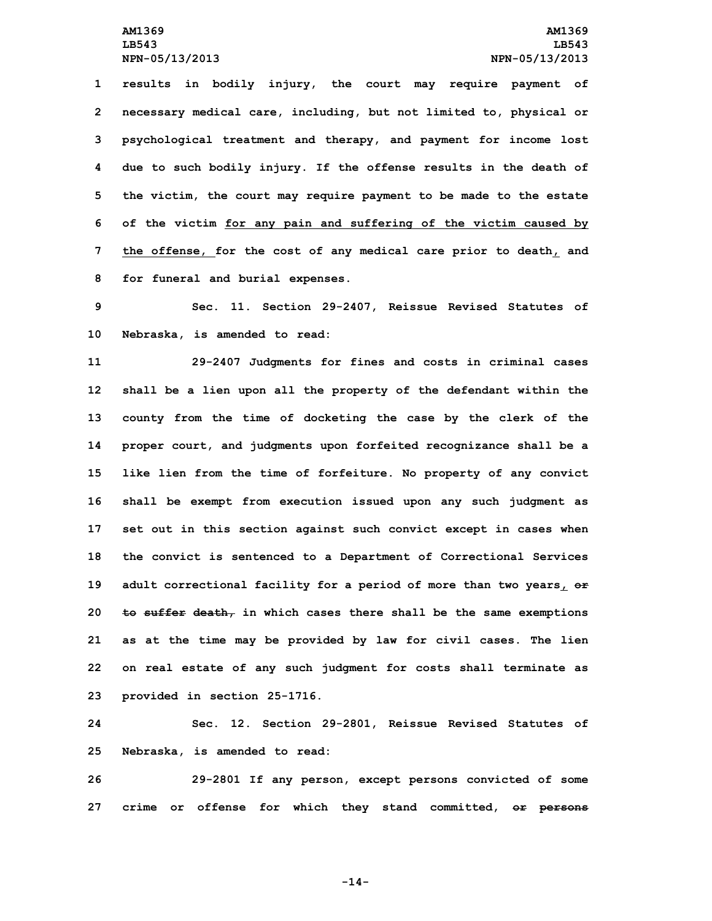results in bodily injury, the court may require payment of necessary medical care, including, but not limited to, physical or psychological treatment and therapy, and payment for income lost due to such bodily injury. If the offense results in the death of the victim, the court may require payment to be made to the estate of the victim <u>for any pain and suffering of the victim caused by the offense,</u> for the cost of any medical care prior to death<u>,</u> and for funeral and burial expenses.

Sec. 11. Section 29-2407, Reissue Revised Statutes of Nebraska, is amended to read:

29-2407 Judgments for fines and costs in criminal cases shall be a lien upon all the property of the defendant within the county from the time of docketing the case by the clerk of the proper court, and judgments upon forfeited recognizance shall be a like lien from the time of forfeiture. No property of any convict shall be exempt from execution issued upon any such judgment as set out in this section against such convict except in cases when the convict is sentenced to a Department of Correctional Services adult correctional facility for a period of more than two years<u>,</u> ~~or to suffer death,~~ in which cases there shall be the same exemptions as at the time may be provided by law for civil cases. The lien on real estate of any such judgment for costs shall terminate as provided in section 25-1716.

Sec. 12. Section 29-2801, Reissue Revised Statutes of Nebraska, is amended to read:

29-2801 If any person, except persons convicted of some crime or offense for which they stand committed, ~~or persons~~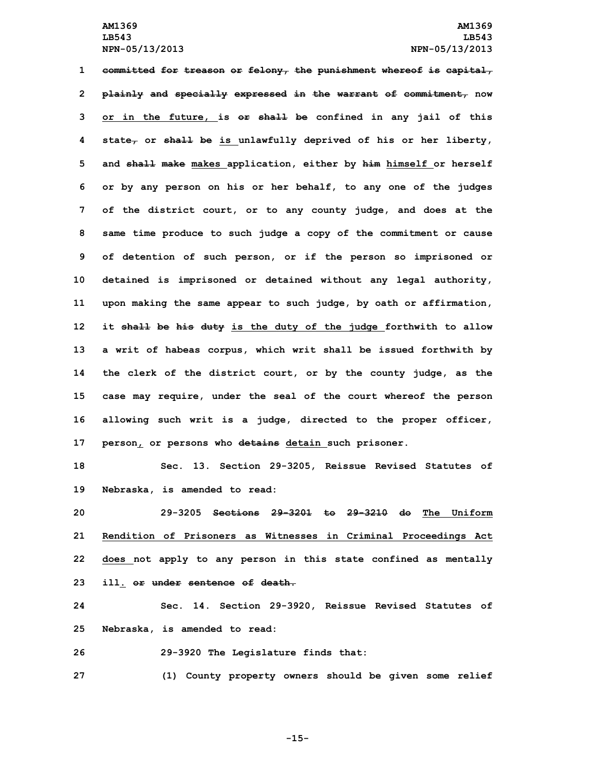1 ~~committed for treason or felony, the punishment whereof is capital, plainly and specially expressed in the warrant of commitment,~~ now or in the future, is ~~or shall be~~ confined in any jail of this state~~,~~ or ~~shall be~~ is unlawfully deprived of his or her liberty, and ~~shall make~~ makes application, either by ~~him~~ himself or herself or by any person on his or her behalf, to any one of the judges of the district court, or to any county judge, and does at the same time produce to such judge a copy of the commitment or cause of detention of such person, or if the person so imprisoned or detained is imprisoned or detained without any legal authority, upon making the same appear to such judge, by oath or affirmation, it ~~shall be his duty~~ is the duty of the judge forthwith to allow a writ of habeas corpus, which writ shall be issued forthwith by the clerk of the district court, or by the county judge, as the case may require, under the seal of the court whereof the person allowing such writ is a judge, directed to the proper officer, person, or persons who ~~detains~~ detain such prisoner.

18 Sec. 13. Section 29-3205, Reissue Revised Statutes of Nebraska, is amended to read:

20 29-3205 ~~Sections 29-3201 to 29-3210 do~~ The Uniform Rendition of Prisoners as Witnesses in Criminal Proceedings Act does not apply to any person in this state confined as mentally ill. ~~or under sentence of death.~~

24 Sec. 14. Section 29-3920, Reissue Revised Statutes of Nebraska, is amended to read:

26 29-3920 The Legislature finds that:

27 (1) County property owners should be given some relief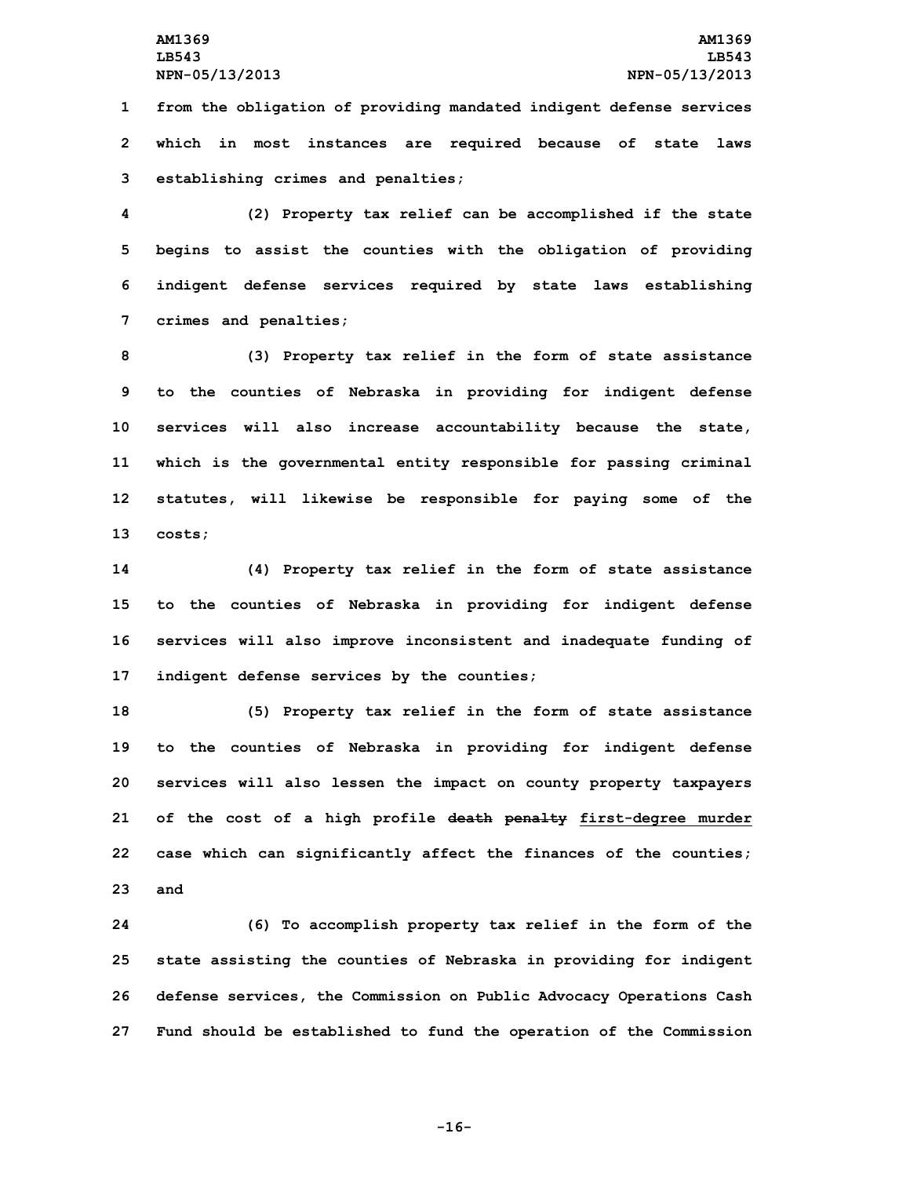from the obligation of providing mandated indigent defense services which in most instances are required because of state laws establishing crimes and penalties;

(2) Property tax relief can be accomplished if the state begins to assist the counties with the obligation of providing indigent defense services required by state laws establishing crimes and penalties;

(3) Property tax relief in the form of state assistance to the counties of Nebraska in providing for indigent defense services will also increase accountability because the state, which is the governmental entity responsible for passing criminal statutes, will likewise be responsible for paying some of the costs;

(4) Property tax relief in the form of state assistance to the counties of Nebraska in providing for indigent defense services will also improve inconsistent and inadequate funding of indigent defense services by the counties;

(5) Property tax relief in the form of state assistance to the counties of Nebraska in providing for indigent defense services will also lessen the impact on county property taxpayers of the cost of a high profile ~~death penalty~~ first-degree murder case which can significantly affect the finances of the counties; and

(6) To accomplish property tax relief in the form of the state assisting the counties of Nebraska in providing for indigent defense services, the Commission on Public Advocacy Operations Cash Fund should be established to fund the operation of the Commission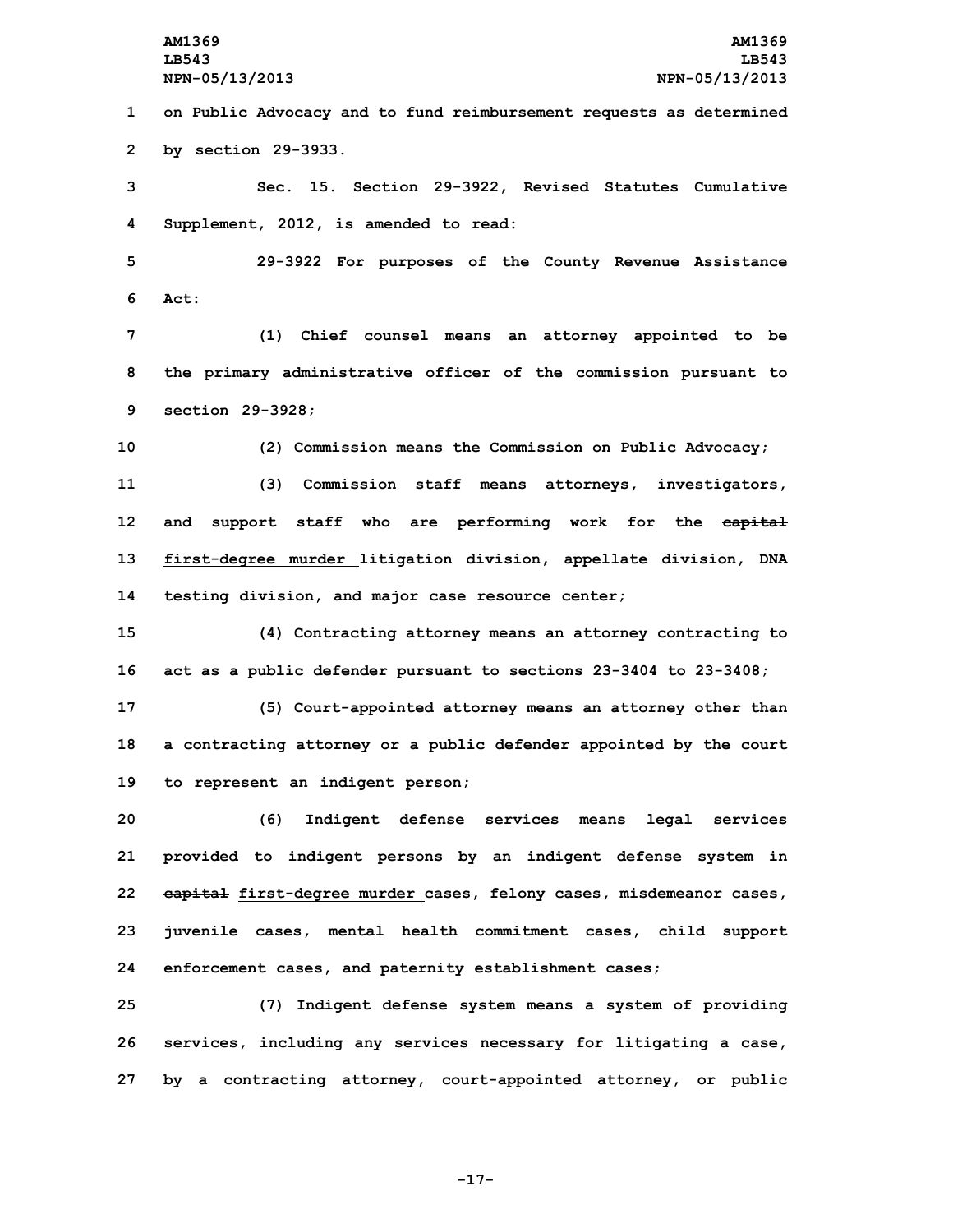on Public Advocacy and to fund reimbursement requests as determined by section 29-3933.

Sec. 15. Section 29-3922, Revised Statutes Cumulative Supplement, 2012, is amended to read:

29-3922 For purposes of the County Revenue Assistance Act:

(1) Chief counsel means an attorney appointed to be the primary administrative officer of the commission pursuant to section 29-3928;

(2) Commission means the Commission on Public Advocacy;

(3) Commission staff means attorneys, investigators, and support staff who are performing work for the ~~capital~~ first-degree murder litigation division, appellate division, DNA testing division, and major case resource center;

(4) Contracting attorney means an attorney contracting to act as a public defender pursuant to sections 23-3404 to 23-3408;

(5) Court-appointed attorney means an attorney other than a contracting attorney or a public defender appointed by the court to represent an indigent person;

(6) Indigent defense services means legal services provided to indigent persons by an indigent defense system in ~~capital~~ first-degree murder cases, felony cases, misdemeanor cases, juvenile cases, mental health commitment cases, child support enforcement cases, and paternity establishment cases;

(7) Indigent defense system means a system of providing services, including any services necessary for litigating a case, by a contracting attorney, court-appointed attorney, or public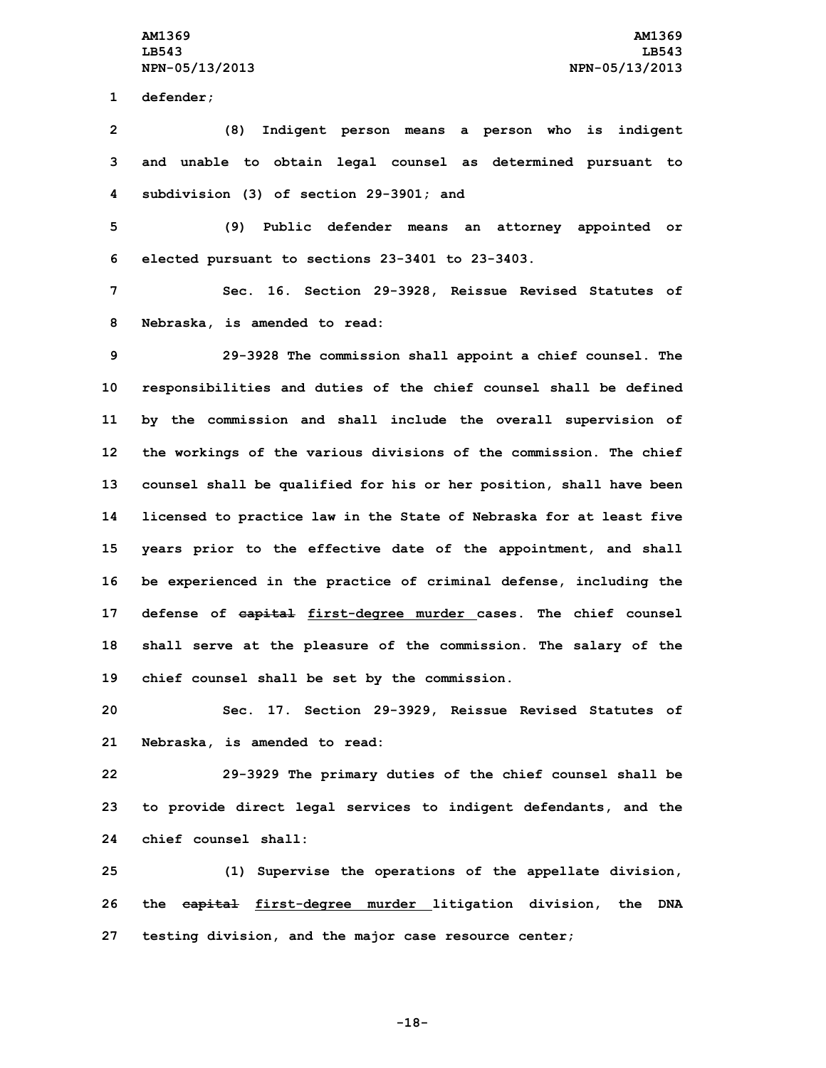defender;

(8) Indigent person means a person who is indigent and unable to obtain legal counsel as determined pursuant to subdivision (3) of section 29-3901; and

(9) Public defender means an attorney appointed or elected pursuant to sections 23-3401 to 23-3403.

Sec. 16. Section 29-3928, Reissue Revised Statutes of Nebraska, is amended to read:

29-3928 The commission shall appoint a chief counsel. The responsibilities and duties of the chief counsel shall be defined by the commission and shall include the overall supervision of the workings of the various divisions of the commission. The chief counsel shall be qualified for his or her position, shall have been licensed to practice law in the State of Nebraska for at least five years prior to the effective date of the appointment, and shall be experienced in the practice of criminal defense, including the defense of ~~capital~~ first-degree murder cases. The chief counsel shall serve at the pleasure of the commission. The salary of the chief counsel shall be set by the commission.

Sec. 17. Section 29-3929, Reissue Revised Statutes of Nebraska, is amended to read:

29-3929 The primary duties of the chief counsel shall be to provide direct legal services to indigent defendants, and the chief counsel shall:

(1) Supervise the operations of the appellate division, the ~~capital~~ first-degree murder litigation division, the DNA testing division, and the major case resource center;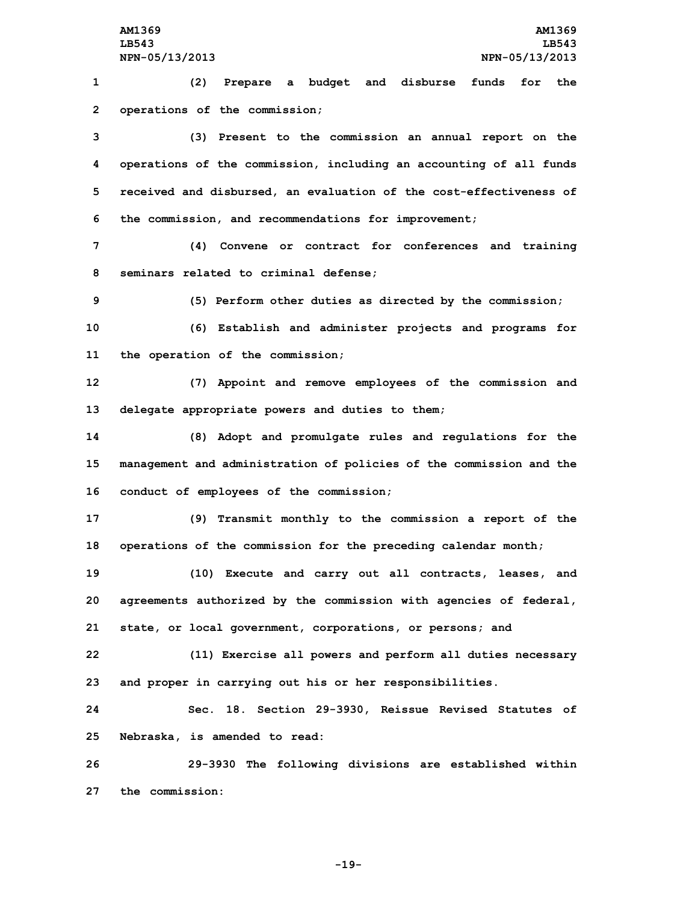(2) Prepare a budget and disburse funds for the operations of the commission;

(3) Present to the commission an annual report on the operations of the commission, including an accounting of all funds received and disbursed, an evaluation of the cost-effectiveness of the commission, and recommendations for improvement;

(4) Convene or contract for conferences and training seminars related to criminal defense;

(5) Perform other duties as directed by the commission;

(6) Establish and administer projects and programs for the operation of the commission;

(7) Appoint and remove employees of the commission and delegate appropriate powers and duties to them;

(8) Adopt and promulgate rules and regulations for the management and administration of policies of the commission and the conduct of employees of the commission;

(9) Transmit monthly to the commission a report of the operations of the commission for the preceding calendar month;

(10) Execute and carry out all contracts, leases, and agreements authorized by the commission with agencies of federal, state, or local government, corporations, or persons; and

(11) Exercise all powers and perform all duties necessary and proper in carrying out his or her responsibilities.

Sec. 18. Section 29-3930, Reissue Revised Statutes of Nebraska, is amended to read:

29-3930 The following divisions are established within the commission: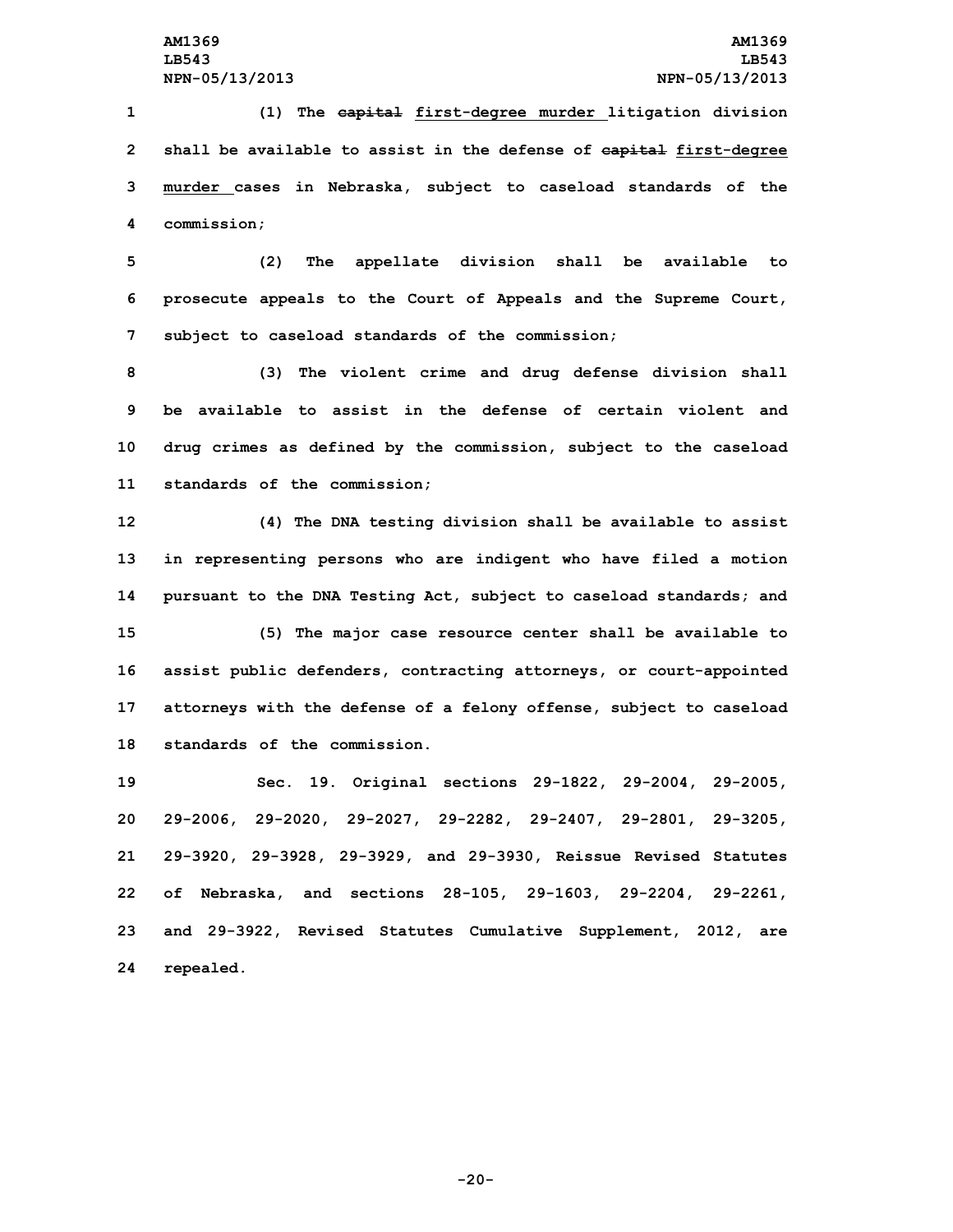(1) The ~~capital~~ first-degree murder litigation division shall be available to assist in the defense of ~~capital~~ first-degree murder cases in Nebraska, subject to caseload standards of the commission;

(2) The appellate division shall be available to prosecute appeals to the Court of Appeals and the Supreme Court, subject to caseload standards of the commission;

(3) The violent crime and drug defense division shall be available to assist in the defense of certain violent and drug crimes as defined by the commission, subject to the caseload standards of the commission;

(4) The DNA testing division shall be available to assist in representing persons who are indigent who have filed a motion pursuant to the DNA Testing Act, subject to caseload standards; and

(5) The major case resource center shall be available to assist public defenders, contracting attorneys, or court-appointed attorneys with the defense of a felony offense, subject to caseload standards of the commission.

Sec. 19. Original sections 29-1822, 29-2004, 29-2005, 29-2006, 29-2020, 29-2027, 29-2282, 29-2407, 29-2801, 29-3205, 29-3920, 29-3928, 29-3929, and 29-3930, Reissue Revised Statutes of Nebraska, and sections 28-105, 29-1603, 29-2204, 29-2261, and 29-3922, Revised Statutes Cumulative Supplement, 2012, are repealed.